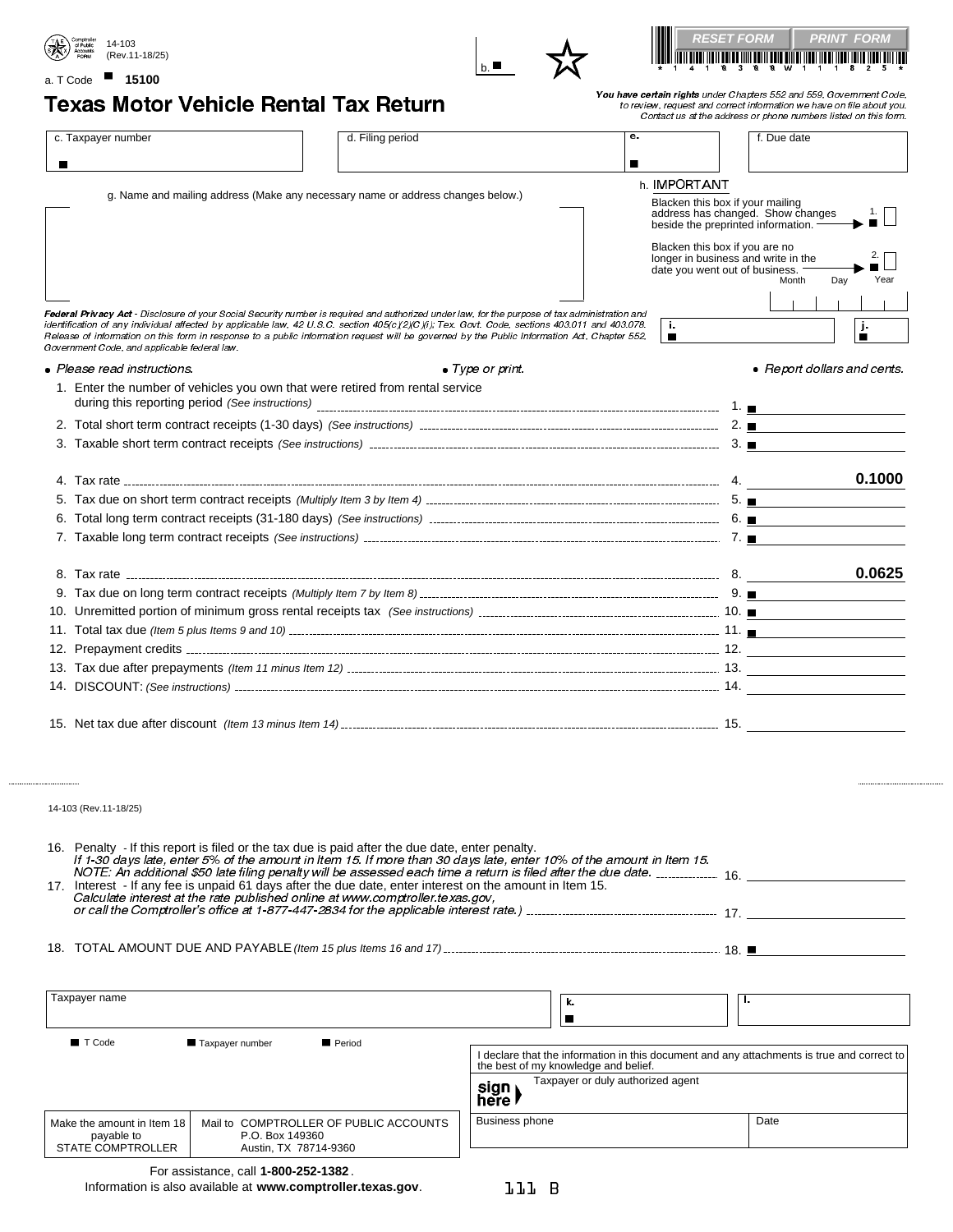14-103
(Rev.11-18/25)

a. T Code ■ **15100**

b. ■

RESET FORM | PRINT FORM

# Texas Motor Vehicle Rental Tax Return

***You have certain rights** under Chapters 552 and 559, Government Code, to review, request and correct information we have on file about you. Contact us at the address or phone numbers listed on this form.*

| c. Taxpayer number | d. Filing period | e. | f. Due date |
|---|---|---|---|
| ■ | | ■ | |

g. Name and mailing address (Make any necessary name or address changes below.)

h. IMPORTANT

Blacken this box if your mailing address has changed. Show changes beside the preprinted information. 1. ■ ☐

Blacken this box if you are no longer in business and write in the date you went out of business. 2. ■ ☐

Month Day Year

i. ■ j. ■

***Federal Privacy Act** - Disclosure of your Social Security number is required and authorized under law, for the purpose of tax administration and identification of any individual affected by applicable law, 42 U.S.C. section 405(c)(2)(C)(i); Tex. Govt. Code, sections 403.011 and 403.078. Release of information on this form in response to a public information request will be governed by the Public Information Act, Chapter 552, Government Code, and applicable federal law.*

- *Please read instructions.*
- *Type or print.*
- *Report dollars and cents.*

| Item | Description | Line | Amount |
|---|---|---|---|
| 1. | Enter the number of vehicles you own that were retired from rental service during this reporting period *(See instructions)* | 1. | ■ |
| 2. | Total short term contract receipts (1-30 days) *(See instructions)* | 2. | ■ |
| 3. | Taxable short term contract receipts *(See instructions)* | 3. | ■ |
| 4. | Tax rate | 4. | **0.1000** |
| 5. | Tax due on short term contract receipts *(Multiply Item 3 by Item 4)* | 5. | ■ |
| 6. | Total long term contract receipts (31-180 days) *(See instructions)* | 6. | ■ |
| 7. | Taxable long term contract receipts *(See instructions)* | 7. | ■ |
| 8. | Tax rate | 8. | **0.0625** |
| 9. | Tax due on long term contract receipts *(Multiply Item 7 by Item 8)* | 9. | ■ |
| 10. | Unremitted portion of minimum gross rental receipts tax *(See instructions)* | 10. | ■ |
| 11. | Total tax due *(Item 5 plus Items 9 and 10)* | 11. | ■ |
| 12. | Prepayment credits | 12. | |
| 13. | Tax due after prepayments *(Item 11 minus Item 12)* | 13. | |
| 14. | DISCOUNT: *(See instructions)* | 14. | |
| 15. | Net tax due after discount *(Item 13 minus Item 14)* | 15. | |

14-103 (Rev.11-18/25)

| Item | Description | Line | Amount |
|---|---|---|---|
| 16. | Penalty - If this report is filed or the tax due is paid after the due date, enter penalty. *If 1-30 days late, enter 5% of the amount in Item 15. If more than 30 days late, enter 10% of the amount in Item 15. NOTE: An additional $50 late filing penalty will be assessed each time a return is filed after the due date.* | 16. | |
| 17. | Interest - If any fee is unpaid 61 days after the due date, enter interest on the amount in Item 15. *Calculate interest at the rate published online at www.comptroller.texas.gov, or call the Comptroller's office at 1-877-447-2834 for the applicable interest rate.)* | 17. | |
| 18. | TOTAL AMOUNT DUE AND PAYABLE *(Item 15 plus Items 16 and 17)* | 18. | ■ |

| Taxpayer name | k. ■ | l. |
|---|---|---|

■ T Code ■ Taxpayer number ■ Period

I declare that the information in this document and any attachments is true and correct to the best of my knowledge and belief.

sign here ▶ Taxpayer or duly authorized agent

| Business phone | Date |
|---|---|
| | |

| Make the amount in Item 18 payable to STATE COMPTROLLER | Mail to COMPTROLLER OF PUBLIC ACCOUNTS P.O. Box 149360 Austin, TX 78714-9360 |
|---|---|

For assistance, call **1-800-252-1382**.
Information is also available at **www.comptroller.texas.gov**.

111 B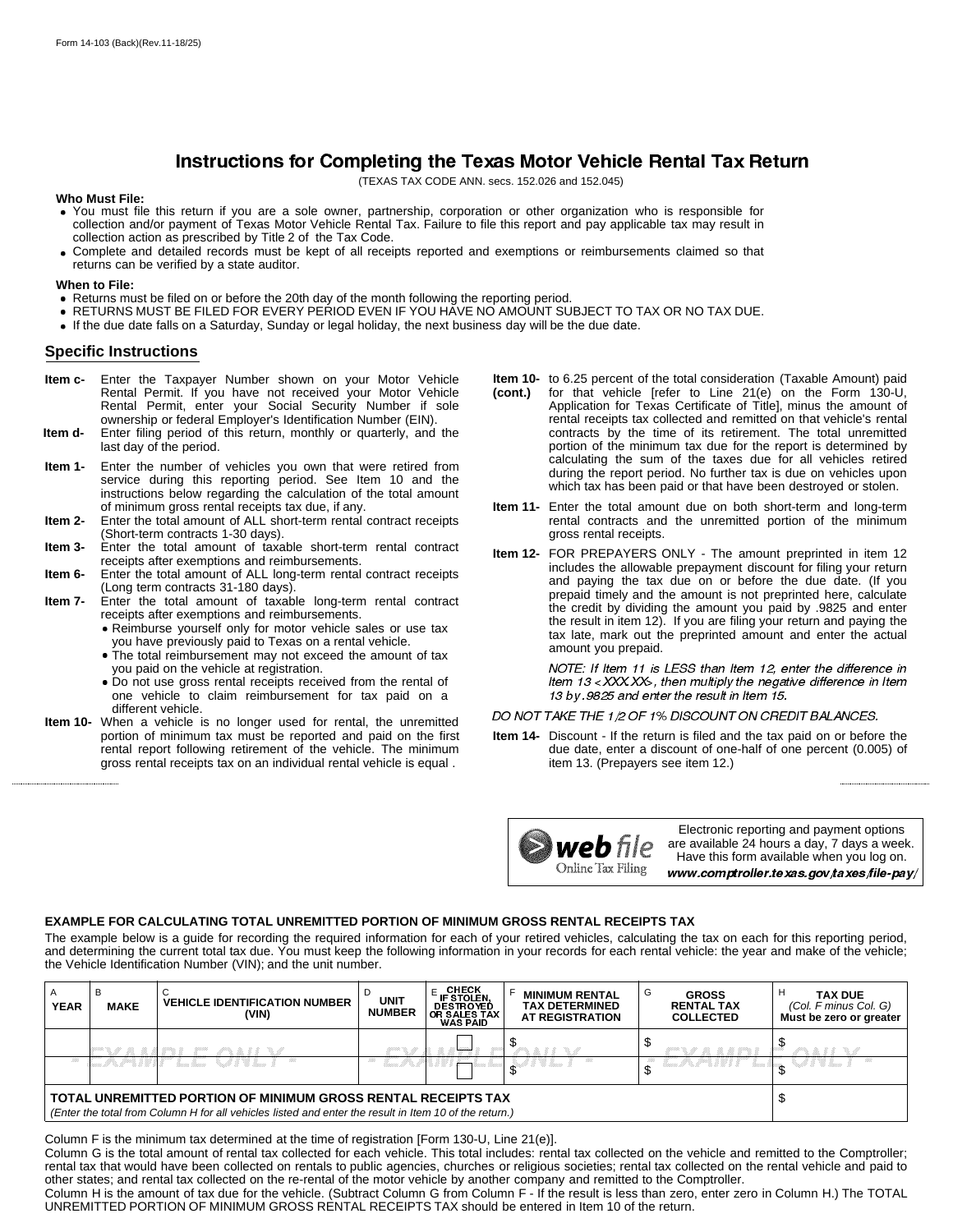Form 14-103 (Back)(Rev.11-18/25)

# Instructions for Completing the Texas Motor Vehicle Rental Tax Return

(TEXAS TAX CODE ANN. secs. 152.026 and 152.045)

**Who Must File:**

- You must file this return if you are a sole owner, partnership, corporation or other organization who is responsible for collection and/or payment of Texas Motor Vehicle Rental Tax. Failure to file this report and pay applicable tax may result in collection action as prescribed by Title 2 of the Tax Code.
- Complete and detailed records must be kept of all receipts reported and exemptions or reimbursements claimed so that returns can be verified by a state auditor.

**When to File:**

- Returns must be filed on or before the 20th day of the month following the reporting period.
- RETURNS MUST BE FILED FOR EVERY PERIOD EVEN IF YOU HAVE NO AMOUNT SUBJECT TO TAX OR NO TAX DUE.
- If the due date falls on a Saturday, Sunday or legal holiday, the next business day will be the due date.

## Specific Instructions

**Item c-** Enter the Taxpayer Number shown on your Motor Vehicle Rental Permit. If you have not received your Motor Vehicle Rental Permit, enter your Social Security Number if sole ownership or federal Employer's Identification Number (EIN).

**Item d-** Enter filing period of this return, monthly or quarterly, and the last day of the period.

**Item 1-** Enter the number of vehicles you own that were retired from service during this reporting period. See Item 10 and the instructions below regarding the calculation of the total amount of minimum gross rental receipts tax due, if any.

**Item 2-** Enter the total amount of ALL short-term rental contract receipts (Short-term contracts 1-30 days).

**Item 3-** Enter the total amount of taxable short-term rental contract receipts after exemptions and reimbursements.

**Item 6-** Enter the total amount of ALL long-term rental contract receipts (Long term contracts 31-180 days).

**Item 7-** Enter the total amount of taxable long-term rental contract receipts after exemptions and reimbursements.

- Reimburse yourself only for motor vehicle sales or use tax you have previously paid to Texas on a rental vehicle.
- The total reimbursement may not exceed the amount of tax you paid on the vehicle at registration.
- Do not use gross rental receipts received from the rental of one vehicle to claim reimbursement for tax paid on a different vehicle.

**Item 10-** When a vehicle is no longer used for rental, the unremitted portion of minimum tax must be reported and paid on the first rental report following retirement of the vehicle. The minimum gross rental receipts tax on an individual rental vehicle is equal .

**Item 10- (cont.)** to 6.25 percent of the total consideration (Taxable Amount) paid for that vehicle [refer to Line 21(e) on the Form 130-U, Application for Texas Certificate of Title], minus the amount of rental receipts tax collected and remitted on that vehicle's rental contracts by the time of its retirement. The total unremitted portion of the minimum tax due for the report is determined by calculating the sum of the taxes due for all vehicles retired during the report period. No further tax is due on vehicles upon which tax has been paid or that have been destroyed or stolen.

**Item 11-** Enter the total amount due on both short-term and long-term rental contracts and the unremitted portion of the minimum gross rental receipts.

**Item 12-** FOR PREPAYERS ONLY - The amount preprinted in item 12 includes the allowable prepayment discount for filing your return and paying the tax due on or before the due date. (If you prepaid timely and the amount is not preprinted here, calculate the credit by dividing the amount you paid by .9825 and enter the result in item 12). If you are filing your return and paying the tax late, mark out the preprinted amount and enter the actual amount you prepaid.

*NOTE: If Item 11 is LESS than Item 12, enter the difference in Item 13 <XXX.XX>, then multiply the negative difference in Item 13 by .9825 and enter the result in Item 15.*

*DO NOT TAKE THE 1/2 OF 1% DISCOUNT ON CREDIT BALANCES.*

**Item 14-** Discount - If the return is filed and the tax paid on or before the due date, enter a discount of one-half of one percent (0.005) of item 13. (Prepayers see item 12.)

web file Online Tax Filing

Electronic reporting and payment options are available 24 hours a day, 7 days a week. Have this form available when you log on.
***www.comptroller.texas.gov/taxes/file-pay/***

**EXAMPLE FOR CALCULATING TOTAL UNREMITTED PORTION OF MINIMUM GROSS RENTAL RECEIPTS TAX**

The example below is a guide for recording the required information for each of your retired vehicles, calculating the tax on each for this reporting period, and determining the current total tax due. You must keep the following information in your records for each rental vehicle: the year and make of the vehicle; the Vehicle Identification Number (VIN); and the unit number.

| A YEAR | B MAKE | C VEHICLE IDENTIFICATION NUMBER (VIN) | D UNIT NUMBER | E CHECK IF STOLEN, DESTROYED OR SALES TAX WAS PAID | F MINIMUM RENTAL TAX DETERMINED AT REGISTRATION | G GROSS RENTAL TAX COLLECTED | H TAX DUE (Col. F minus Col. G) Must be zero or greater |
|---|---|---|---|---|---|---|---|
| - EXAMPLE ONLY - | | | - EXAMPLE ONLY - | ☐ | $ | $ - EXAMPLE ONLY - | $ |
| | | | | ☐ | $ | $ | $ |
| **TOTAL UNREMITTED PORTION OF MINIMUM GROSS RENTAL RECEIPTS TAX** *(Enter the total from Column H for all vehicles listed and enter the result in Item 10 of the return.)* | | | | | | | $ |

Column F is the minimum tax determined at the time of registration [Form 130-U, Line 21(e)].

Column G is the total amount of rental tax collected for each vehicle. This total includes: rental tax collected on the vehicle and remitted to the Comptroller; rental tax that would have been collected on rentals to public agencies, churches or religious societies; rental tax collected on the rental vehicle and paid to other states; and rental tax collected on the re-rental of the motor vehicle by another company and remitted to the Comptroller.

Column H is the amount of tax due for the vehicle. (Subtract Column G from Column F - If the result is less than zero, enter zero in Column H.) The TOTAL UNREMITTED PORTION OF MINIMUM GROSS RENTAL RECEIPTS TAX should be entered in Item 10 of the return.